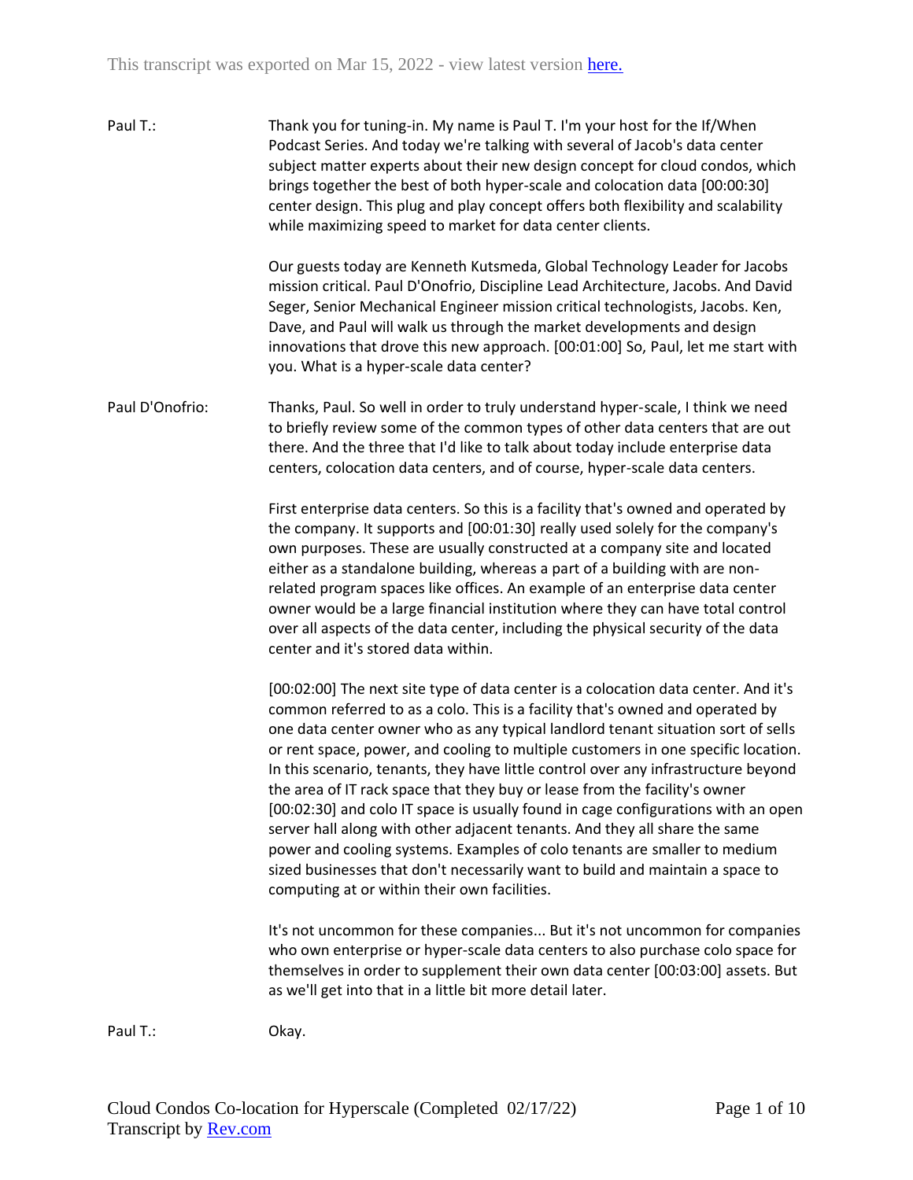This transcript was exported on Mar 15, 2022 - view latest version here.

Paul T.: Thank you for tuning-in. My name is Paul T. I'm your host for the If/When Podcast Series. And today we're talking with several of Jacob's data center subject matter experts about their new design concept for cloud condos, which brings together the best of both hyper-scale and colocation data [00:00:30] center design. This plug and play concept offers both flexibility and scalability while maximizing speed to market for data center clients.

Our guests today are Kenneth Kutsmeda, Global Technology Leader for Jacobs mission critical. Paul D'Onofrio, Discipline Lead Architecture, Jacobs. And David Seger, Senior Mechanical Engineer mission critical technologists, Jacobs. Ken, Dave, and Paul will walk us through the market developments and design innovations that drove this new approach. [00:01:00] So, Paul, let me start with you. What is a hyper-scale data center?

Paul D'Onofrio: Thanks, Paul. So well in order to truly understand hyper-scale, I think we need to briefly review some of the common types of other data centers that are out there. And the three that I'd like to talk about today include enterprise data centers, colocation data centers, and of course, hyper-scale data centers.

First enterprise data centers. So this is a facility that's owned and operated by the company. It supports and [00:01:30] really used solely for the company's own purposes. These are usually constructed at a company site and located either as a standalone building, whereas a part of a building with are non-related program spaces like offices. An example of an enterprise data center owner would be a large financial institution where they can have total control over all aspects of the data center, including the physical security of the data center and it's stored data within.

[00:02:00] The next site type of data center is a colocation data center. And it's common referred to as a colo. This is a facility that's owned and operated by one data center owner who as any typical landlord tenant situation sort of sells or rent space, power, and cooling to multiple customers in one specific location. In this scenario, tenants, they have little control over any infrastructure beyond the area of IT rack space that they buy or lease from the facility's owner [00:02:30] and colo IT space is usually found in cage configurations with an open server hall along with other adjacent tenants. And they all share the same power and cooling systems. Examples of colo tenants are smaller to medium sized businesses that don't necessarily want to build and maintain a space to computing at or within their own facilities.

It's not uncommon for these companies... But it's not uncommon for companies who own enterprise or hyper-scale data centers to also purchase colo space for themselves in order to supplement their own data center [00:03:00] assets. But as we'll get into that in a little bit more detail later.

Paul T.: Okay.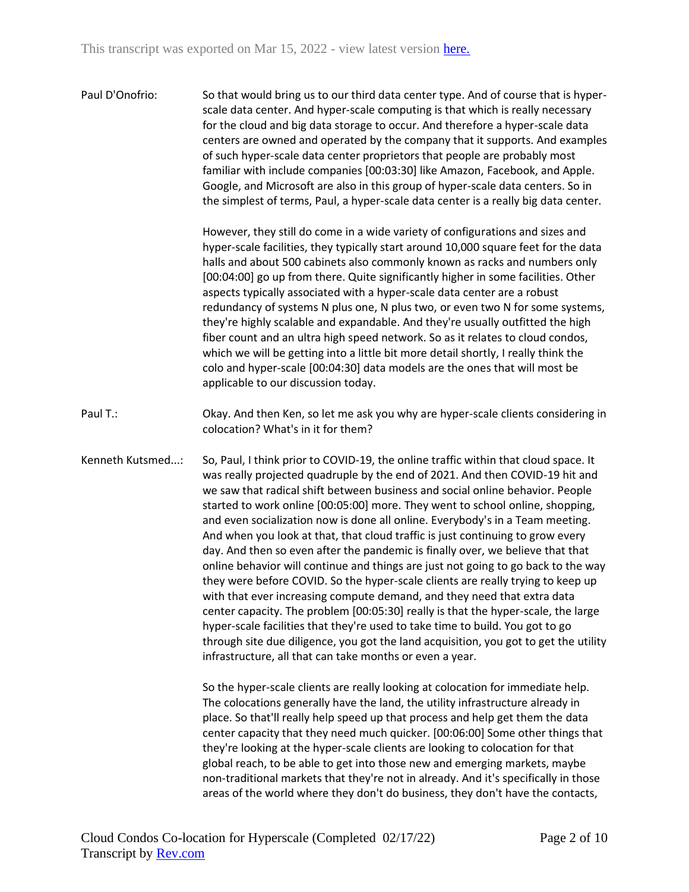Paul D'Onofrio: So that would bring us to our third data center type. And of course that is hyper-scale data center. And hyper-scale computing is that which is really necessary for the cloud and big data storage to occur. And therefore a hyper-scale data centers are owned and operated by the company that it supports. And examples of such hyper-scale data center proprietors that people are probably most familiar with include companies [00:03:30] like Amazon, Facebook, and Apple. Google, and Microsoft are also in this group of hyper-scale data centers. So in the simplest of terms, Paul, a hyper-scale data center is a really big data center.

However, they still do come in a wide variety of configurations and sizes and hyper-scale facilities, they typically start around 10,000 square feet for the data halls and about 500 cabinets also commonly known as racks and numbers only [00:04:00] go up from there. Quite significantly higher in some facilities. Other aspects typically associated with a hyper-scale data center are a robust redundancy of systems N plus one, N plus two, or even two N for some systems, they're highly scalable and expandable. And they're usually outfitted the high fiber count and an ultra high speed network. So as it relates to cloud condos, which we will be getting into a little bit more detail shortly, I really think the colo and hyper-scale [00:04:30] data models are the ones that will most be applicable to our discussion today.

Paul T.: Okay. And then Ken, so let me ask you why are hyper-scale clients considering in colocation? What's in it for them?

Kenneth Kutsmed...: So, Paul, I think prior to COVID-19, the online traffic within that cloud space. It was really projected quadruple by the end of 2021. And then COVID-19 hit and we saw that radical shift between business and social online behavior. People started to work online [00:05:00] more. They went to school online, shopping, and even socialization now is done all online. Everybody's in a Team meeting. And when you look at that, that cloud traffic is just continuing to grow every day. And then so even after the pandemic is finally over, we believe that that online behavior will continue and things are just not going to go back to the way they were before COVID. So the hyper-scale clients are really trying to keep up with that ever increasing compute demand, and they need that extra data center capacity. The problem [00:05:30] really is that the hyper-scale, the large hyper-scale facilities that they're used to take time to build. You got to go through site due diligence, you got the land acquisition, you got to get the utility infrastructure, all that can take months or even a year.

So the hyper-scale clients are really looking at colocation for immediate help. The colocations generally have the land, the utility infrastructure already in place. So that'll really help speed up that process and help get them the data center capacity that they need much quicker. [00:06:00] Some other things that they're looking at the hyper-scale clients are looking to colocation for that global reach, to be able to get into those new and emerging markets, maybe non-traditional markets that they're not in already. And it's specifically in those areas of the world where they don't do business, they don't have the contacts,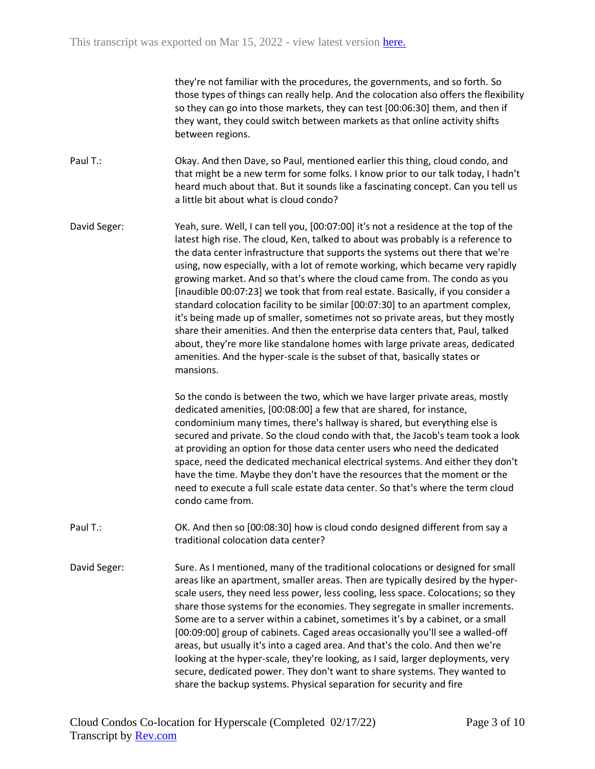they're not familiar with the procedures, the governments, and so forth. So those types of things can really help. And the colocation also offers the flexibility so they can go into those markets, they can test [00:06:30] them, and then if they want, they could switch between markets as that online activity shifts between regions.

**Paul T.:** Okay. And then Dave, so Paul, mentioned earlier this thing, cloud condo, and that might be a new term for some folks. I know prior to our talk today, I hadn't heard much about that. But it sounds like a fascinating concept. Can you tell us a little bit about what is cloud condo?

**David Seger:** Yeah, sure. Well, I can tell you, [00:07:00] it's not a residence at the top of the latest high rise. The cloud, Ken, talked to about was probably is a reference to the data center infrastructure that supports the systems out there that we're using, now especially, with a lot of remote working, which became very rapidly growing market. And so that's where the cloud came from. The condo as you [inaudible 00:07:23] we took that from real estate. Basically, if you consider a standard colocation facility to be similar [00:07:30] to an apartment complex, it's being made up of smaller, sometimes not so private areas, but they mostly share their amenities. And then the enterprise data centers that, Paul, talked about, they're more like standalone homes with large private areas, dedicated amenities. And the hyper-scale is the subset of that, basically states or mansions.

So the condo is between the two, which we have larger private areas, mostly dedicated amenities, [00:08:00] a few that are shared, for instance, condominium many times, there's hallway is shared, but everything else is secured and private. So the cloud condo with that, the Jacob's team took a look at providing an option for those data center users who need the dedicated space, need the dedicated mechanical electrical systems. And either they don't have the time. Maybe they don't have the resources that the moment or the need to execute a full scale estate data center. So that's where the term cloud condo came from.

**Paul T.:** OK. And then so [00:08:30] how is cloud condo designed different from say a traditional colocation data center?

**David Seger:** Sure. As I mentioned, many of the traditional colocations or designed for small areas like an apartment, smaller areas. Then are typically desired by the hyper-scale users, they need less power, less cooling, less space. Colocations; so they share those systems for the economies. They segregate in smaller increments. Some are to a server within a cabinet, sometimes it's by a cabinet, or a small [00:09:00] group of cabinets. Caged areas occasionally you'll see a walled-off areas, but usually it's into a caged area. And that's the colo. And then we're looking at the hyper-scale, they're looking, as I said, larger deployments, very secure, dedicated power. They don't want to share systems. They wanted to share the backup systems. Physical separation for security and fire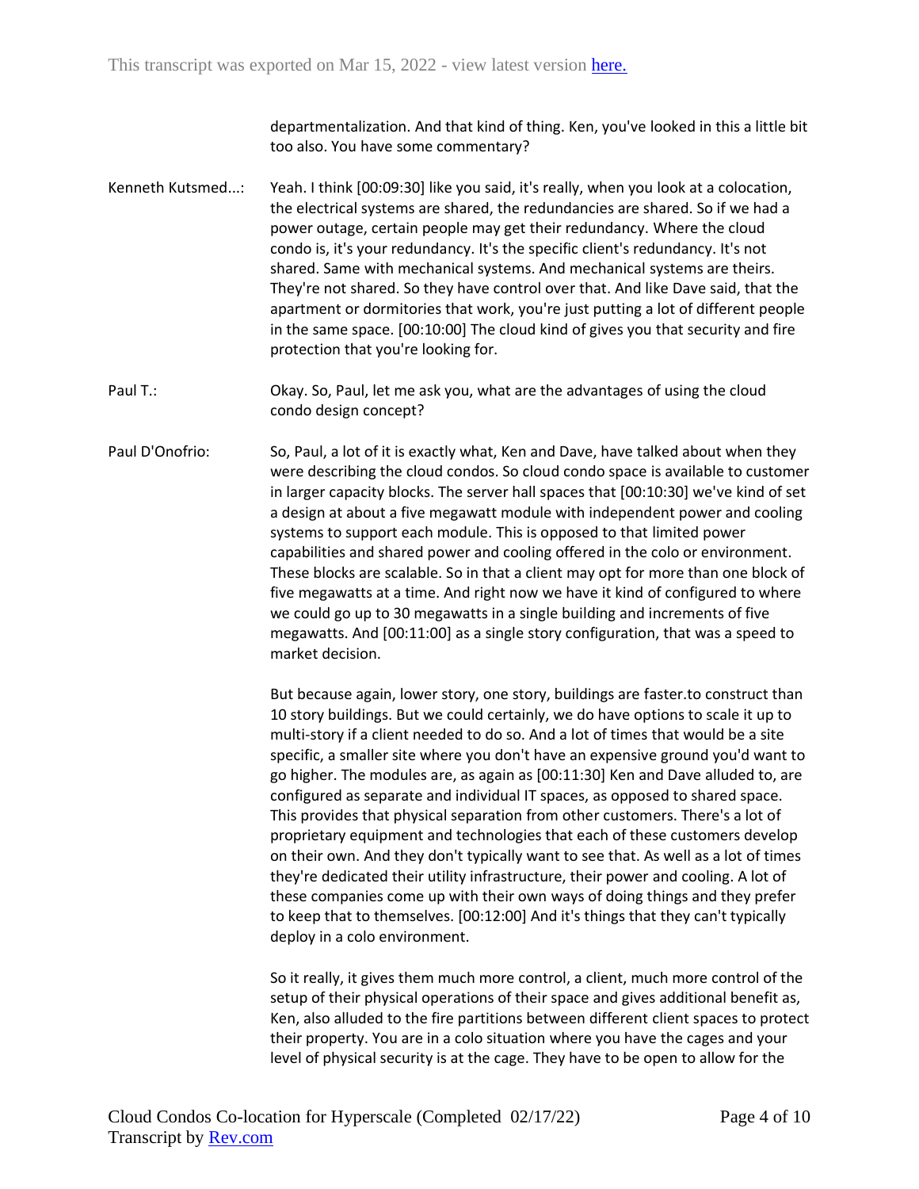departmentalization. And that kind of thing. Ken, you've looked in this a little bit too also. You have some commentary?

Kenneth Kutsmed...: Yeah. I think [00:09:30] like you said, it's really, when you look at a colocation, the electrical systems are shared, the redundancies are shared. So if we had a power outage, certain people may get their redundancy. Where the cloud condo is, it's your redundancy. It's the specific client's redundancy. It's not shared. Same with mechanical systems. And mechanical systems are theirs. They're not shared. So they have control over that. And like Dave said, that the apartment or dormitories that work, you're just putting a lot of different people in the same space. [00:10:00] The cloud kind of gives you that security and fire protection that you're looking for.

Paul T.: Okay. So, Paul, let me ask you, what are the advantages of using the cloud condo design concept?

Paul D'Onofrio: So, Paul, a lot of it is exactly what, Ken and Dave, have talked about when they were describing the cloud condos. So cloud condo space is available to customer in larger capacity blocks. The server hall spaces that [00:10:30] we've kind of set a design at about a five megawatt module with independent power and cooling systems to support each module. This is opposed to that limited power capabilities and shared power and cooling offered in the colo or environment. These blocks are scalable. So in that a client may opt for more than one block of five megawatts at a time. And right now we have it kind of configured to where we could go up to 30 megawatts in a single building and increments of five megawatts. And [00:11:00] as a single story configuration, that was a speed to market decision.

But because again, lower story, one story, buildings are faster.to construct than 10 story buildings. But we could certainly, we do have options to scale it up to multi-story if a client needed to do so. And a lot of times that would be a site specific, a smaller site where you don't have an expensive ground you'd want to go higher. The modules are, as again as [00:11:30] Ken and Dave alluded to, are configured as separate and individual IT spaces, as opposed to shared space. This provides that physical separation from other customers. There's a lot of proprietary equipment and technologies that each of these customers develop on their own. And they don't typically want to see that. As well as a lot of times they're dedicated their utility infrastructure, their power and cooling. A lot of these companies come up with their own ways of doing things and they prefer to keep that to themselves. [00:12:00] And it's things that they can't typically deploy in a colo environment.

So it really, it gives them much more control, a client, much more control of the setup of their physical operations of their space and gives additional benefit as, Ken, also alluded to the fire partitions between different client spaces to protect their property. You are in a colo situation where you have the cages and your level of physical security is at the cage. They have to be open to allow for the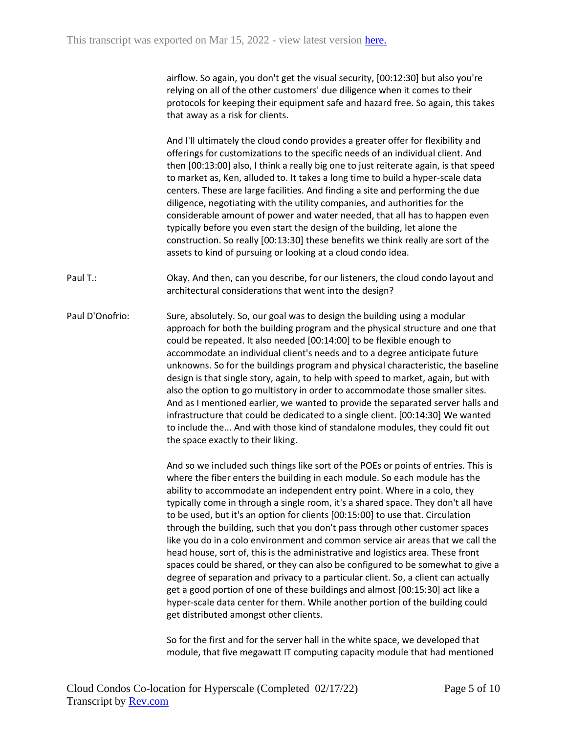airflow. So again, you don't get the visual security, [00:12:30] but also you're relying on all of the other customers' due diligence when it comes to their protocols for keeping their equipment safe and hazard free. So again, this takes that away as a risk for clients.

And I'll ultimately the cloud condo provides a greater offer for flexibility and offerings for customizations to the specific needs of an individual client. And then [00:13:00] also, I think a really big one to just reiterate again, is that speed to market as, Ken, alluded to. It takes a long time to build a hyper-scale data centers. These are large facilities. And finding a site and performing the due diligence, negotiating with the utility companies, and authorities for the considerable amount of power and water needed, that all has to happen even typically before you even start the design of the building, let alone the construction. So really [00:13:30] these benefits we think really are sort of the assets to kind of pursuing or looking at a cloud condo idea.

Paul T.: Okay. And then, can you describe, for our listeners, the cloud condo layout and architectural considerations that went into the design?

Paul D'Onofrio: Sure, absolutely. So, our goal was to design the building using a modular approach for both the building program and the physical structure and one that could be repeated. It also needed [00:14:00] to be flexible enough to accommodate an individual client's needs and to a degree anticipate future unknowns. So for the buildings program and physical characteristic, the baseline design is that single story, again, to help with speed to market, again, but with also the option to go multistory in order to accommodate those smaller sites. And as I mentioned earlier, we wanted to provide the separated server halls and infrastructure that could be dedicated to a single client. [00:14:30] We wanted to include the... And with those kind of standalone modules, they could fit out the space exactly to their liking.

And so we included such things like sort of the POEs or points of entries. This is where the fiber enters the building in each module. So each module has the ability to accommodate an independent entry point. Where in a colo, they typically come in through a single room, it's a shared space. They don't all have to be used, but it's an option for clients [00:15:00] to use that. Circulation through the building, such that you don't pass through other customer spaces like you do in a colo environment and common service air areas that we call the head house, sort of, this is the administrative and logistics area. These front spaces could be shared, or they can also be configured to be somewhat to give a degree of separation and privacy to a particular client. So, a client can actually get a good portion of one of these buildings and almost [00:15:30] act like a hyper-scale data center for them. While another portion of the building could get distributed amongst other clients.

So for the first and for the server hall in the white space, we developed that module, that five megawatt IT computing capacity module that had mentioned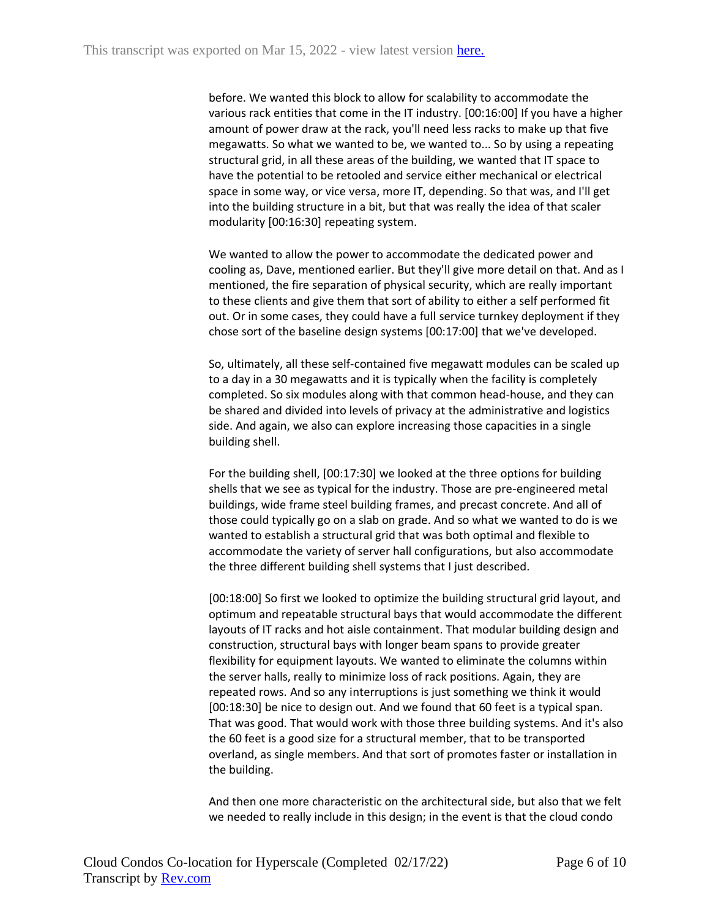before. We wanted this block to allow for scalability to accommodate the various rack entities that come in the IT industry. [00:16:00] If you have a higher amount of power draw at the rack, you'll need less racks to make up that five megawatts. So what we wanted to be, we wanted to... So by using a repeating structural grid, in all these areas of the building, we wanted that IT space to have the potential to be retooled and service either mechanical or electrical space in some way, or vice versa, more IT, depending. So that was, and I'll get into the building structure in a bit, but that was really the idea of that scaler modularity [00:16:30] repeating system.

We wanted to allow the power to accommodate the dedicated power and cooling as, Dave, mentioned earlier. But they'll give more detail on that. And as I mentioned, the fire separation of physical security, which are really important to these clients and give them that sort of ability to either a self performed fit out. Or in some cases, they could have a full service turnkey deployment if they chose sort of the baseline design systems [00:17:00] that we've developed.

So, ultimately, all these self-contained five megawatt modules can be scaled up to a day in a 30 megawatts and it is typically when the facility is completely completed. So six modules along with that common head-house, and they can be shared and divided into levels of privacy at the administrative and logistics side. And again, we also can explore increasing those capacities in a single building shell.

For the building shell, [00:17:30] we looked at the three options for building shells that we see as typical for the industry. Those are pre-engineered metal buildings, wide frame steel building frames, and precast concrete. And all of those could typically go on a slab on grade. And so what we wanted to do is we wanted to establish a structural grid that was both optimal and flexible to accommodate the variety of server hall configurations, but also accommodate the three different building shell systems that I just described.

[00:18:00] So first we looked to optimize the building structural grid layout, and optimum and repeatable structural bays that would accommodate the different layouts of IT racks and hot aisle containment. That modular building design and construction, structural bays with longer beam spans to provide greater flexibility for equipment layouts. We wanted to eliminate the columns within the server halls, really to minimize loss of rack positions. Again, they are repeated rows. And so any interruptions is just something we think it would [00:18:30] be nice to design out. And we found that 60 feet is a typical span. That was good. That would work with those three building systems. And it's also the 60 feet is a good size for a structural member, that to be transported overland, as single members. And that sort of promotes faster or installation in the building.

And then one more characteristic on the architectural side, but also that we felt we needed to really include in this design; in the event is that the cloud condo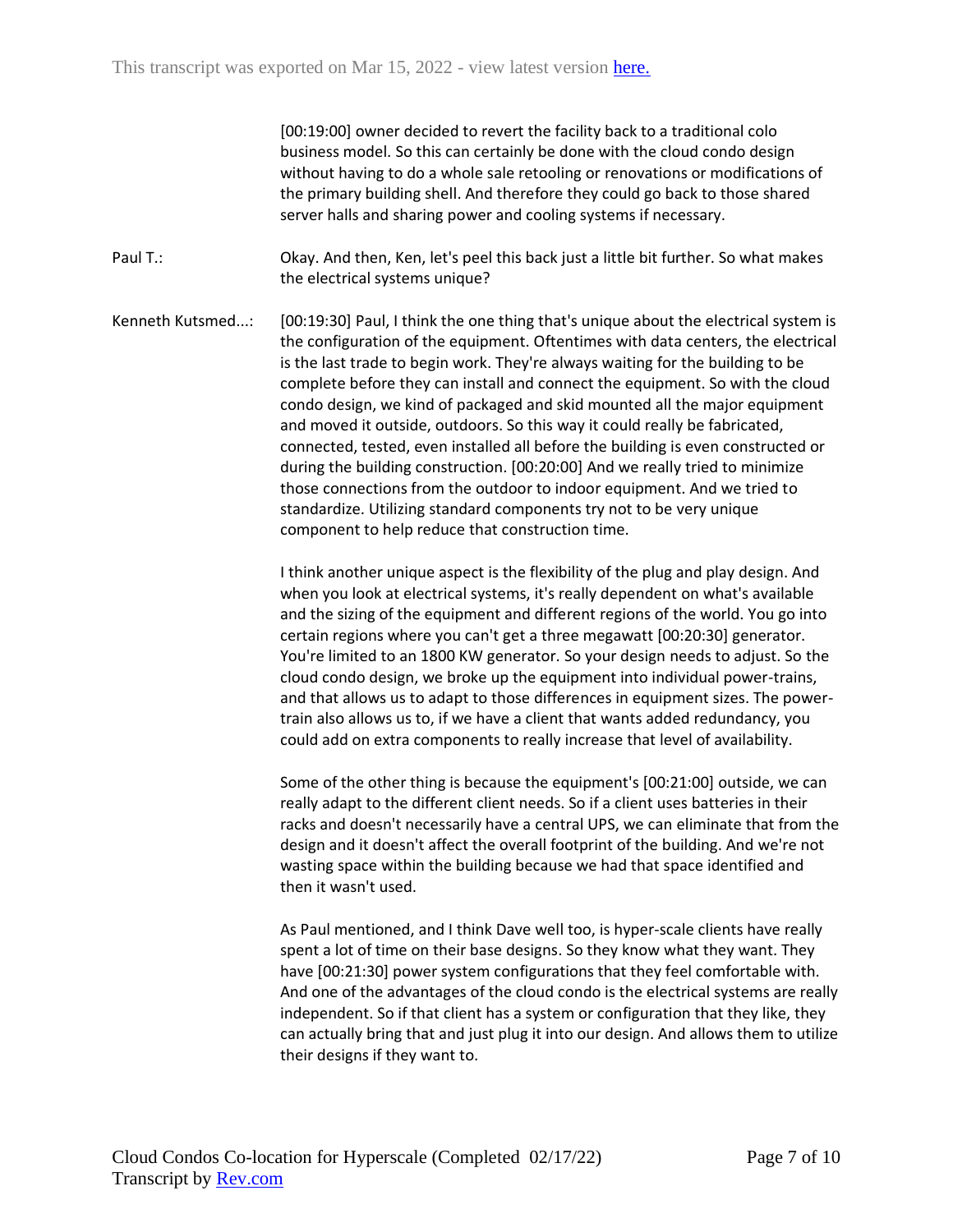[00:19:00] owner decided to revert the facility back to a traditional colo business model. So this can certainly be done with the cloud condo design without having to do a whole sale retooling or renovations or modifications of the primary building shell. And therefore they could go back to those shared server halls and sharing power and cooling systems if necessary.

Paul T.: Okay. And then, Ken, let's peel this back just a little bit further. So what makes the electrical systems unique?

Kenneth Kutsmed...: [00:19:30] Paul, I think the one thing that's unique about the electrical system is the configuration of the equipment. Oftentimes with data centers, the electrical is the last trade to begin work. They're always waiting for the building to be complete before they can install and connect the equipment. So with the cloud condo design, we kind of packaged and skid mounted all the major equipment and moved it outside, outdoors. So this way it could really be fabricated, connected, tested, even installed all before the building is even constructed or during the building construction. [00:20:00] And we really tried to minimize those connections from the outdoor to indoor equipment. And we tried to standardize. Utilizing standard components try not to be very unique component to help reduce that construction time.

I think another unique aspect is the flexibility of the plug and play design. And when you look at electrical systems, it's really dependent on what's available and the sizing of the equipment and different regions of the world. You go into certain regions where you can't get a three megawatt [00:20:30] generator. You're limited to an 1800 KW generator. So your design needs to adjust. So the cloud condo design, we broke up the equipment into individual power-trains, and that allows us to adapt to those differences in equipment sizes. The power-train also allows us to, if we have a client that wants added redundancy, you could add on extra components to really increase that level of availability.

Some of the other thing is because the equipment's [00:21:00] outside, we can really adapt to the different client needs. So if a client uses batteries in their racks and doesn't necessarily have a central UPS, we can eliminate that from the design and it doesn't affect the overall footprint of the building. And we're not wasting space within the building because we had that space identified and then it wasn't used.

As Paul mentioned, and I think Dave well too, is hyper-scale clients have really spent a lot of time on their base designs. So they know what they want. They have [00:21:30] power system configurations that they feel comfortable with. And one of the advantages of the cloud condo is the electrical systems are really independent. So if that client has a system or configuration that they like, they can actually bring that and just plug it into our design. And allows them to utilize their designs if they want to.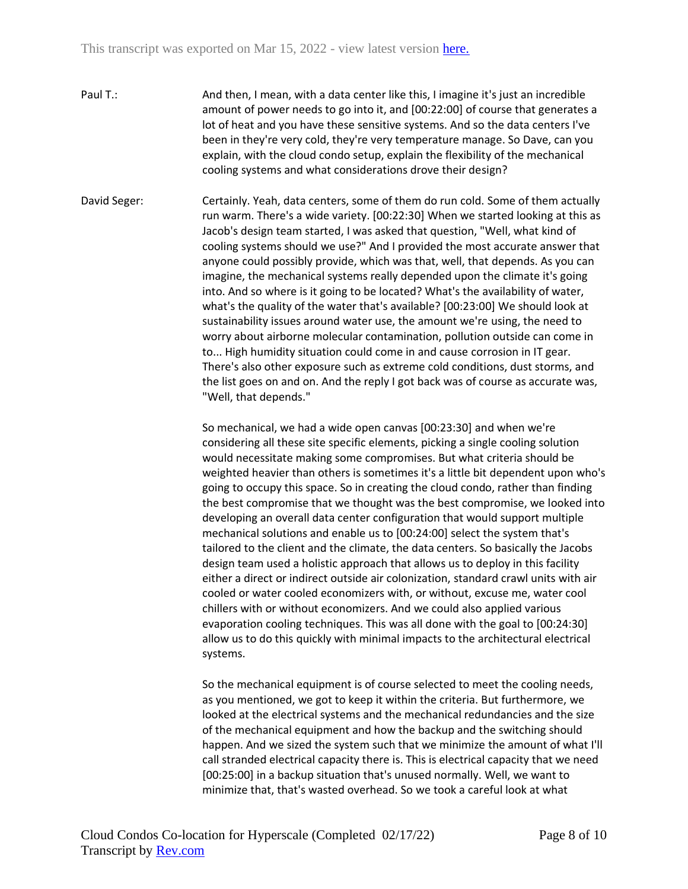Paul T.: And then, I mean, with a data center like this, I imagine it's just an incredible amount of power needs to go into it, and [00:22:00] of course that generates a lot of heat and you have these sensitive systems. And so the data centers I've been in they're very cold, they're very temperature manage. So Dave, can you explain, with the cloud condo setup, explain the flexibility of the mechanical cooling systems and what considerations drove their design?

David Seger: Certainly. Yeah, data centers, some of them do run cold. Some of them actually run warm. There's a wide variety. [00:22:30] When we started looking at this as Jacob's design team started, I was asked that question, "Well, what kind of cooling systems should we use?" And I provided the most accurate answer that anyone could possibly provide, which was that, well, that depends. As you can imagine, the mechanical systems really depended upon the climate it's going into. And so where is it going to be located? What's the availability of water, what's the quality of the water that's available? [00:23:00] We should look at sustainability issues around water use, the amount we're using, the need to worry about airborne molecular contamination, pollution outside can come in to... High humidity situation could come in and cause corrosion in IT gear. There's also other exposure such as extreme cold conditions, dust storms, and the list goes on and on. And the reply I got back was of course as accurate was, "Well, that depends."

So mechanical, we had a wide open canvas [00:23:30] and when we're considering all these site specific elements, picking a single cooling solution would necessitate making some compromises. But what criteria should be weighted heavier than others is sometimes it's a little bit dependent upon who's going to occupy this space. So in creating the cloud condo, rather than finding the best compromise that we thought was the best compromise, we looked into developing an overall data center configuration that would support multiple mechanical solutions and enable us to [00:24:00] select the system that's tailored to the client and the climate, the data centers. So basically the Jacobs design team used a holistic approach that allows us to deploy in this facility either a direct or indirect outside air colonization, standard crawl units with air cooled or water cooled economizers with, or without, excuse me, water cool chillers with or without economizers. And we could also applied various evaporation cooling techniques. This was all done with the goal to [00:24:30] allow us to do this quickly with minimal impacts to the architectural electrical systems.

So the mechanical equipment is of course selected to meet the cooling needs, as you mentioned, we got to keep it within the criteria. But furthermore, we looked at the electrical systems and the mechanical redundancies and the size of the mechanical equipment and how the backup and the switching should happen. And we sized the system such that we minimize the amount of what I'll call stranded electrical capacity there is. This is electrical capacity that we need [00:25:00] in a backup situation that's unused normally. Well, we want to minimize that, that's wasted overhead. So we took a careful look at what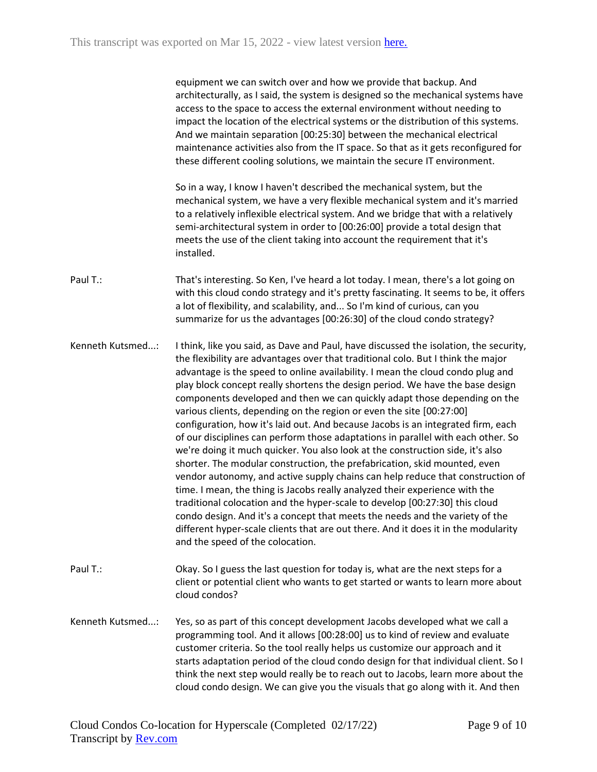equipment we can switch over and how we provide that backup. And architecturally, as I said, the system is designed so the mechanical systems have access to the space to access the external environment without needing to impact the location of the electrical systems or the distribution of this systems. And we maintain separation [00:25:30] between the mechanical electrical maintenance activities also from the IT space. So that as it gets reconfigured for these different cooling solutions, we maintain the secure IT environment.

So in a way, I know I haven't described the mechanical system, but the mechanical system, we have a very flexible mechanical system and it's married to a relatively inflexible electrical system. And we bridge that with a relatively semi-architectural system in order to [00:26:00] provide a total design that meets the use of the client taking into account the requirement that it's installed.

**Paul T.:** That's interesting. So Ken, I've heard a lot today. I mean, there's a lot going on with this cloud condo strategy and it's pretty fascinating. It seems to be, it offers a lot of flexibility, and scalability, and... So I'm kind of curious, can you summarize for us the advantages [00:26:30] of the cloud condo strategy?

**Kenneth Kutsmed...:** I think, like you said, as Dave and Paul, have discussed the isolation, the security, the flexibility are advantages over that traditional colo. But I think the major advantage is the speed to online availability. I mean the cloud condo plug and play block concept really shortens the design period. We have the base design components developed and then we can quickly adapt those depending on the various clients, depending on the region or even the site [00:27:00] configuration, how it's laid out. And because Jacobs is an integrated firm, each of our disciplines can perform those adaptations in parallel with each other. So we're doing it much quicker. You also look at the construction side, it's also shorter. The modular construction, the prefabrication, skid mounted, even vendor autonomy, and active supply chains can help reduce that construction of time. I mean, the thing is Jacobs really analyzed their experience with the traditional colocation and the hyper-scale to develop [00:27:30] this cloud condo design. And it's a concept that meets the needs and the variety of the different hyper-scale clients that are out there. And it does it in the modularity and the speed of the colocation.

**Paul T.:** Okay. So I guess the last question for today is, what are the next steps for a client or potential client who wants to get started or wants to learn more about cloud condos?

**Kenneth Kutsmed...:** Yes, so as part of this concept development Jacobs developed what we call a programming tool. And it allows [00:28:00] us to kind of review and evaluate customer criteria. So the tool really helps us customize our approach and it starts adaptation period of the cloud condo design for that individual client. So I think the next step would really be to reach out to Jacobs, learn more about the cloud condo design. We can give you the visuals that go along with it. And then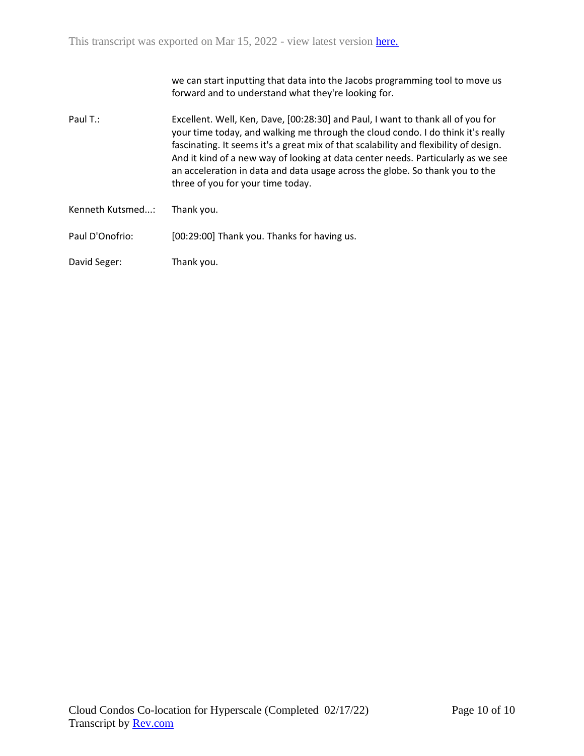we can start inputting that data into the Jacobs programming tool to move us forward and to understand what they're looking for.

Paul T.: Excellent. Well, Ken, Dave, [00:28:30] and Paul, I want to thank all of you for your time today, and walking me through the cloud condo. I do think it's really fascinating. It seems it's a great mix of that scalability and flexibility of design. And it kind of a new way of looking at data center needs. Particularly as we see an acceleration in data and data usage across the globe. So thank you to the three of you for your time today.

Kenneth Kutsmed...: Thank you.

Paul D'Onofrio: [00:29:00] Thank you. Thanks for having us.

David Seger: Thank you.